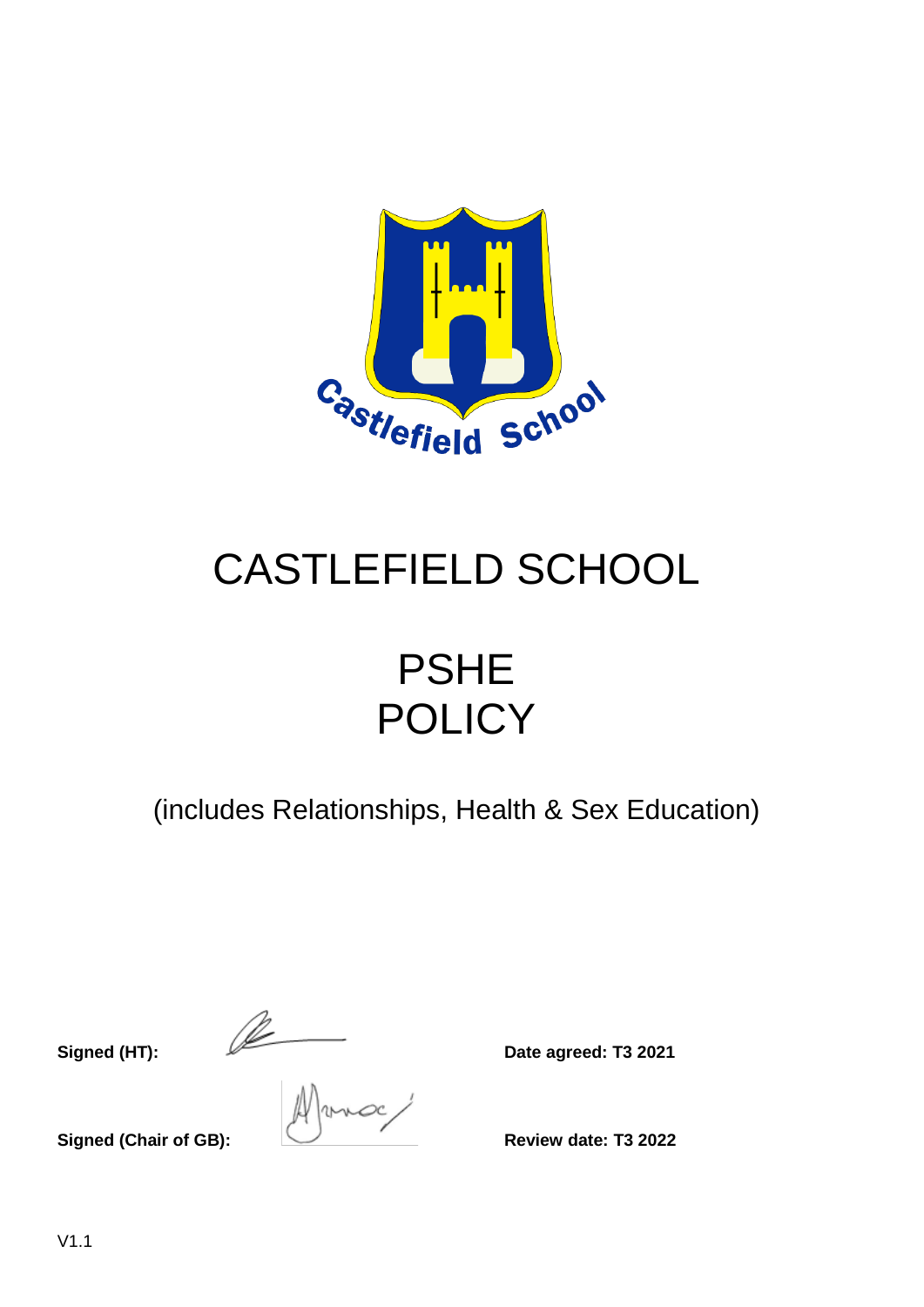# CASTLEFIELD SCHOOL

# PSHE POLICY

(includes Relationships, Health & Sex Education)

**Signed (HT):** **Date agreed: T3 2021**

**Signed (Chair of GB):** **Review date: T3 2022**

V1.1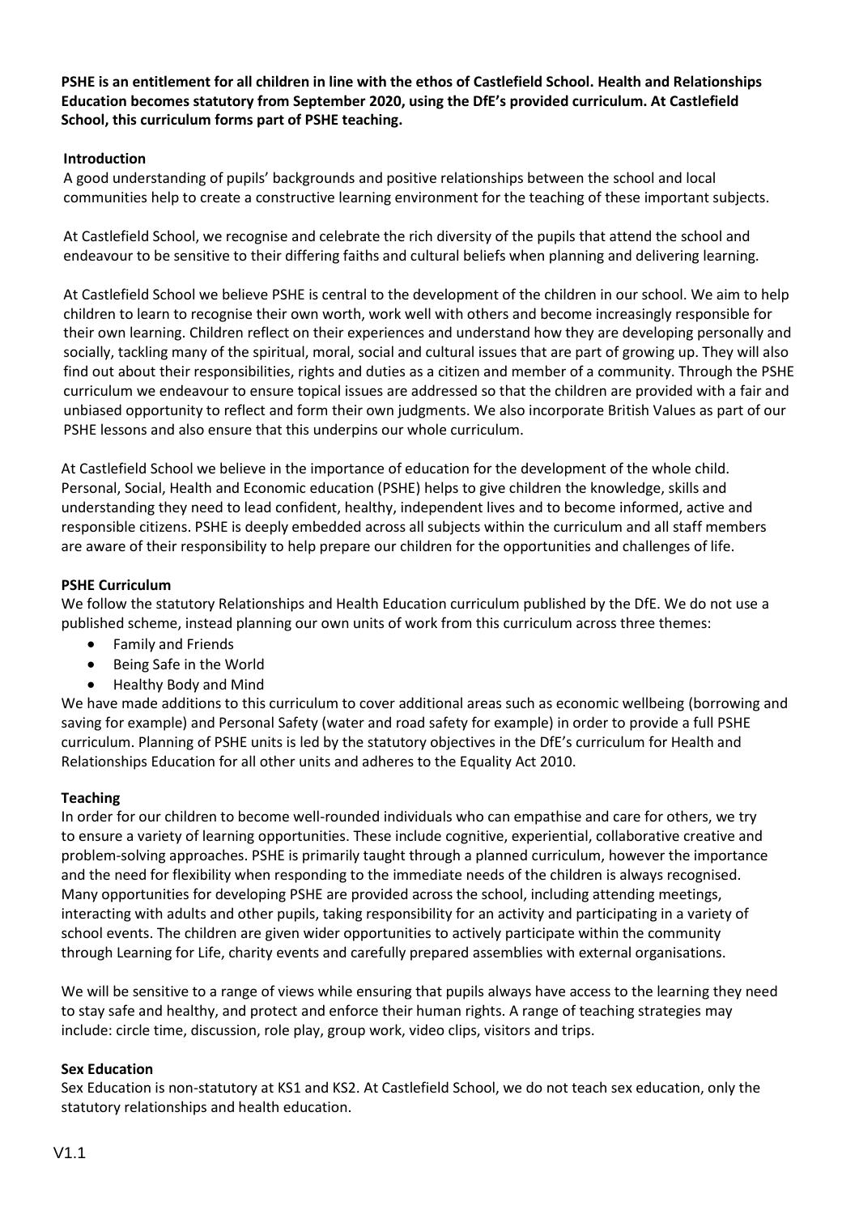**PSHE is an entitlement for all children in line with the ethos of Castlefield School. Health and Relationships Education becomes statutory from September 2020, using the DfE's provided curriculum. At Castlefield School, this curriculum forms part of PSHE teaching.**

## Introduction

A good understanding of pupils' backgrounds and positive relationships between the school and local communities help to create a constructive learning environment for the teaching of these important subjects.

At Castlefield School, we recognise and celebrate the rich diversity of the pupils that attend the school and endeavour to be sensitive to their differing faiths and cultural beliefs when planning and delivering learning.

At Castlefield School we believe PSHE is central to the development of the children in our school. We aim to help children to learn to recognise their own worth, work well with others and become increasingly responsible for their own learning. Children reflect on their experiences and understand how they are developing personally and socially, tackling many of the spiritual, moral, social and cultural issues that are part of growing up. They will also find out about their responsibilities, rights and duties as a citizen and member of a community. Through the PSHE curriculum we endeavour to ensure topical issues are addressed so that the children are provided with a fair and unbiased opportunity to reflect and form their own judgments. We also incorporate British Values as part of our PSHE lessons and also ensure that this underpins our whole curriculum.

At Castlefield School we believe in the importance of education for the development of the whole child. Personal, Social, Health and Economic education (PSHE) helps to give children the knowledge, skills and understanding they need to lead confident, healthy, independent lives and to become informed, active and responsible citizens. PSHE is deeply embedded across all subjects within the curriculum and all staff members are aware of their responsibility to help prepare our children for the opportunities and challenges of life.

## PSHE Curriculum

We follow the statutory Relationships and Health Education curriculum published by the DfE. We do not use a published scheme, instead planning our own units of work from this curriculum across three themes:

- Family and Friends
- Being Safe in the World
- Healthy Body and Mind

We have made additions to this curriculum to cover additional areas such as economic wellbeing (borrowing and saving for example) and Personal Safety (water and road safety for example) in order to provide a full PSHE curriculum. Planning of PSHE units is led by the statutory objectives in the DfE's curriculum for Health and Relationships Education for all other units and adheres to the Equality Act 2010.

## Teaching

In order for our children to become well-rounded individuals who can empathise and care for others, we try to ensure a variety of learning opportunities. These include cognitive, experiential, collaborative creative and problem-solving approaches. PSHE is primarily taught through a planned curriculum, however the importance and the need for flexibility when responding to the immediate needs of the children is always recognised. Many opportunities for developing PSHE are provided across the school, including attending meetings, interacting with adults and other pupils, taking responsibility for an activity and participating in a variety of school events. The children are given wider opportunities to actively participate within the community through Learning for Life, charity events and carefully prepared assemblies with external organisations.

We will be sensitive to a range of views while ensuring that pupils always have access to the learning they need to stay safe and healthy, and protect and enforce their human rights. A range of teaching strategies may include: circle time, discussion, role play, group work, video clips, visitors and trips.

## Sex Education

Sex Education is non-statutory at KS1 and KS2. At Castlefield School, we do not teach sex education, only the statutory relationships and health education.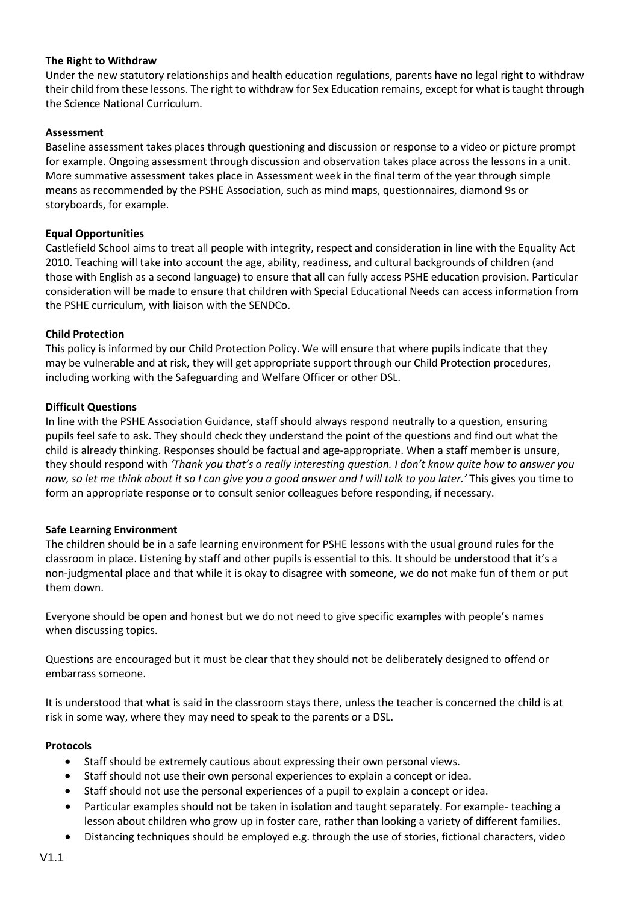**The Right to Withdraw**

Under the new statutory relationships and health education regulations, parents have no legal right to withdraw their child from these lessons. The right to withdraw for Sex Education remains, except for what is taught through the Science National Curriculum.

**Assessment**

Baseline assessment takes places through questioning and discussion or response to a video or picture prompt for example. Ongoing assessment through discussion and observation takes place across the lessons in a unit. More summative assessment takes place in Assessment week in the final term of the year through simple means as recommended by the PSHE Association, such as mind maps, questionnaires, diamond 9s or storyboards, for example.

**Equal Opportunities**

Castlefield School aims to treat all people with integrity, respect and consideration in line with the Equality Act 2010. Teaching will take into account the age, ability, readiness, and cultural backgrounds of children (and those with English as a second language) to ensure that all can fully access PSHE education provision. Particular consideration will be made to ensure that children with Special Educational Needs can access information from the PSHE curriculum, with liaison with the SENDCo.

**Child Protection**

This policy is informed by our Child Protection Policy. We will ensure that where pupils indicate that they may be vulnerable and at risk, they will get appropriate support through our Child Protection procedures, including working with the Safeguarding and Welfare Officer or other DSL.

**Difficult Questions**

In line with the PSHE Association Guidance, staff should always respond neutrally to a question, ensuring pupils feel safe to ask. They should check they understand the point of the questions and find out what the child is already thinking. Responses should be factual and age-appropriate. When a staff member is unsure, they should respond with *'Thank you that's a really interesting question. I don't know quite how to answer you now, so let me think about it so I can give you a good answer and I will talk to you later.'* This gives you time to form an appropriate response or to consult senior colleagues before responding, if necessary.

**Safe Learning Environment**

The children should be in a safe learning environment for PSHE lessons with the usual ground rules for the classroom in place. Listening by staff and other pupils is essential to this. It should be understood that it's a non-judgmental place and that while it is okay to disagree with someone, we do not make fun of them or put them down.

Everyone should be open and honest but we do not need to give specific examples with people's names when discussing topics.

Questions are encouraged but it must be clear that they should not be deliberately designed to offend or embarrass someone.

It is understood that what is said in the classroom stays there, unless the teacher is concerned the child is at risk in some way, where they may need to speak to the parents or a DSL.

**Protocols**

- Staff should be extremely cautious about expressing their own personal views.
- Staff should not use their own personal experiences to explain a concept or idea.
- Staff should not use the personal experiences of a pupil to explain a concept or idea.
- Particular examples should not be taken in isolation and taught separately. For example- teaching a lesson about children who grow up in foster care, rather than looking a variety of different families.
- Distancing techniques should be employed e.g. through the use of stories, fictional characters, video

V1.1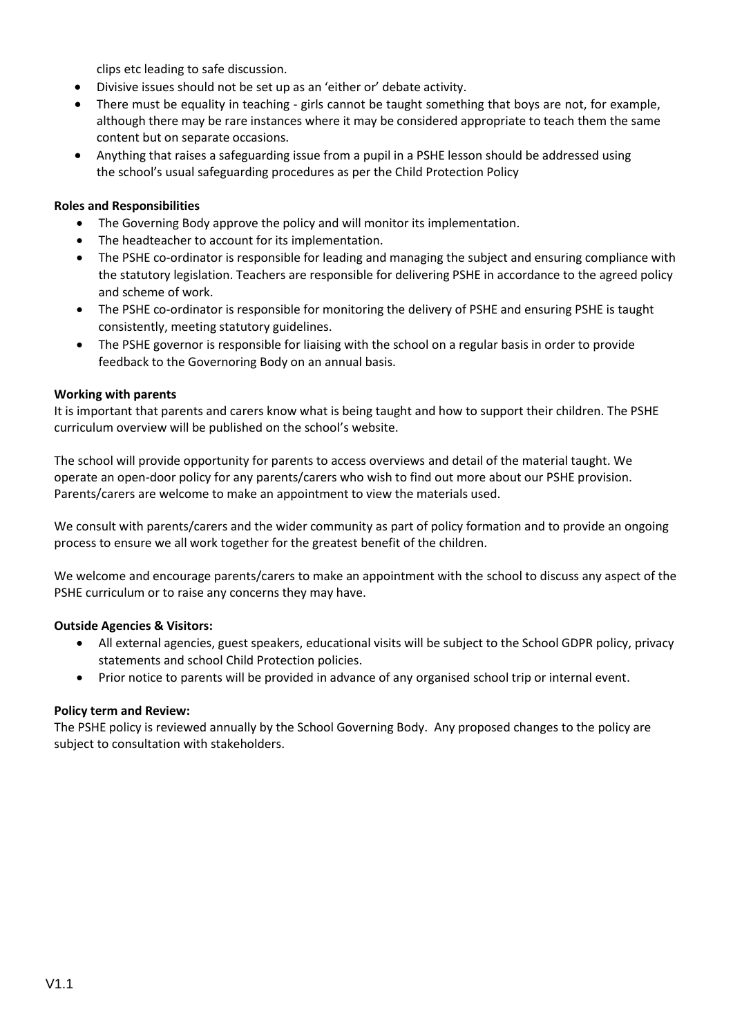clips etc leading to safe discussion.

- Divisive issues should not be set up as an 'either or' debate activity.
- There must be equality in teaching - girls cannot be taught something that boys are not, for example, although there may be rare instances where it may be considered appropriate to teach them the same content but on separate occasions.
- Anything that raises a safeguarding issue from a pupil in a PSHE lesson should be addressed using the school's usual safeguarding procedures as per the Child Protection Policy

**Roles and Responsibilities**

- The Governing Body approve the policy and will monitor its implementation.
- The headteacher to account for its implementation.
- The PSHE co-ordinator is responsible for leading and managing the subject and ensuring compliance with the statutory legislation. Teachers are responsible for delivering PSHE in accordance to the agreed policy and scheme of work.
- The PSHE co-ordinator is responsible for monitoring the delivery of PSHE and ensuring PSHE is taught consistently, meeting statutory guidelines.
- The PSHE governor is responsible for liaising with the school on a regular basis in order to provide feedback to the Governoring Body on an annual basis.

**Working with parents**

It is important that parents and carers know what is being taught and how to support their children. The PSHE curriculum overview will be published on the school's website.

The school will provide opportunity for parents to access overviews and detail of the material taught. We operate an open-door policy for any parents/carers who wish to find out more about our PSHE provision. Parents/carers are welcome to make an appointment to view the materials used.

We consult with parents/carers and the wider community as part of policy formation and to provide an ongoing process to ensure we all work together for the greatest benefit of the children.

We welcome and encourage parents/carers to make an appointment with the school to discuss any aspect of the PSHE curriculum or to raise any concerns they may have.

**Outside Agencies & Visitors:**

- All external agencies, guest speakers, educational visits will be subject to the School GDPR policy, privacy statements and school Child Protection policies.
- Prior notice to parents will be provided in advance of any organised school trip or internal event.

**Policy term and Review:**

The PSHE policy is reviewed annually by the School Governing Body. Any proposed changes to the policy are subject to consultation with stakeholders.

V1.1